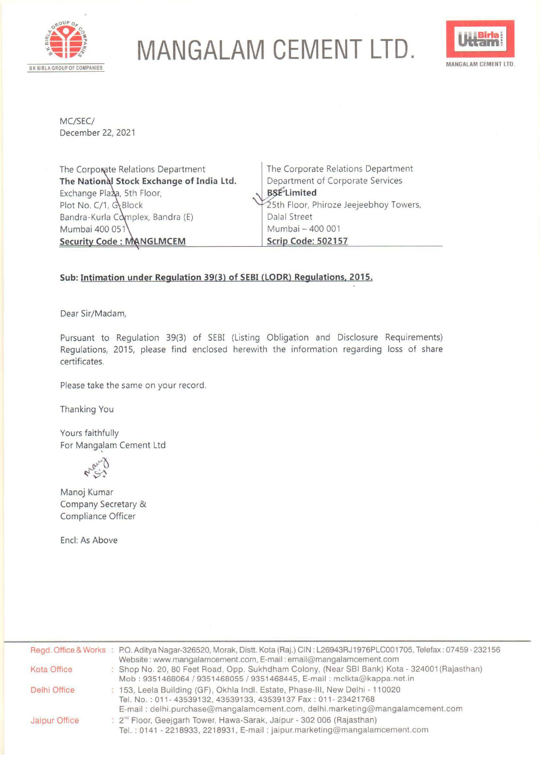# MANGALAM CEMENT LTD.

MC/SEC/
December 22, 2021

| The Corporate Relations Department<br>**The National Stock Exchange of India Ltd.**<br>Exchange Plaza, 5th Floor,<br>Plot No. C/1, G-Block<br>Bandra-Kurla Complex, Bandra (E)<br>Mumbai 400 051<br>**Security Code : MANGLMCEM** | The Corporate Relations Department<br>Department of Corporate Services<br>**BSE Limited**<br>25th Floor, Phiroze Jeejeebhoy Towers,<br>Dalal Street<br>Mumbai – 400 001<br>**Scrip Code: 502157** |
|---|---|

**Sub: Intimation under Regulation 39(3) of SEBI (LODR) Regulations, 2015.**

Dear Sir/Madam,

Pursuant to Regulation 39(3) of SEBI (Listing Obligation and Disclosure Requirements) Regulations, 2015, please find enclosed herewith the information regarding loss of share certificates.

Please take the same on your record.

Thanking You

Yours faithfully
For Mangalam Cement Ltd

Manoj Kumar
Company Secretary &
Compliance Officer

Encl: As Above

Regd. Office & Works : P.O. Aditya Nagar-326520, Morak, Distt. Kota (Raj.) CIN : L26943RJ1976PLC001705, Telefax : 07459 - 232156
Website : www.mangalamcement.com, E-mail : email@mangalamcement.com

Kota Office : Shop No. 20, 80 Feet Road, Opp. Sukhdham Colony, (Near SBI Bank) Kota - 324001 (Rajasthan)
Mob : 9351468064 / 9351468055 / 9351468445, E-mail : mclkta@kappa.net.in

Delhi Office : 153, Leela Building (GF), Okhla Indl. Estate, Phase-III, New Delhi - 110020
Tel. No. : 011- 43539132, 43539133, 43539137 Fax : 011- 23421768
E-mail : delhi.purchase@mangalamcement.com, delhi.marketing@mangalamcement.com

Jaipur Office : 2nd Floor, Geejgarh Tower, Hawa-Sarak, Jaipur - 302 006 (Rajasthan)
Tel. : 0141 - 2218933, 2218931, E-mail : jaipur.marketing@mangalamcement.com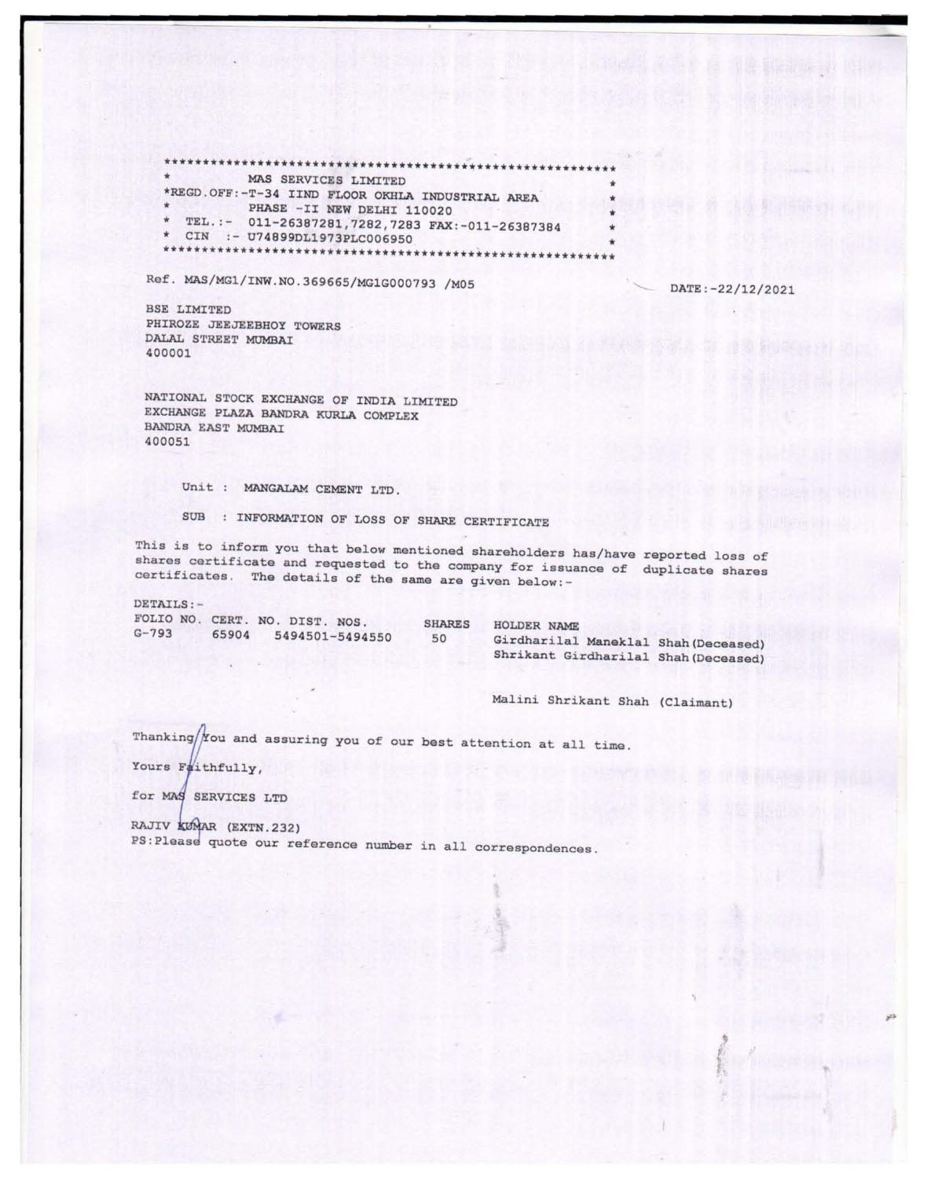```
*************************************************************
*              MAS SERVICES LIMITED                         *
*REGD.OFF:-T-34 IIND FLOOR OKHLA INDUSTRIAL AREA            *
*              PHASE -II NEW DELHI 110020                   *
*  TEL.:-   011-26387281,7282,7283 FAX:-011-26387384        *
*  CIN  :- U74899DL1973PLC006950                            *
*************************************************************
```

Ref. MAS/MG1/INW.NO.369665/MG1G000793 /M05

DATE:-22/12/2021

BSE LIMITED
PHIROZE JEEJEEBHOY TOWERS
DALAL STREET MUMBAI
400001

NATIONAL STOCK EXCHANGE OF INDIA LIMITED
EXCHANGE PLAZA BANDRA KURLA COMPLEX
BANDRA EAST MUMBAI
400051

Unit : MANGALAM CEMENT LTD.

SUB : INFORMATION OF LOSS OF SHARE CERTIFICATE

This is to inform you that below mentioned shareholders has/have reported loss of shares certificate and requested to the company for issuance of duplicate shares certificates. The details of the same are given below:-

DETAILS:-

| FOLIO NO. | CERT. NO. | DIST. NOS. | SHARES | HOLDER NAME |
|---|---|---|---|---|
| G-793 | 65904 | 5494501-5494550 | 50 | Girdharilal Maneklal Shah(Deceased) |
| | | | | Shrikant Girdharilal Shah(Deceased) |
| | | | | Malini Shrikant Shah (Claimant) |

Thanking You and assuring you of our best attention at all time.

Yours Faithfully,

for MAS SERVICES LTD

RAJIV KUMAR (EXTN.232)

PS:Please quote our reference number in all correspondences.